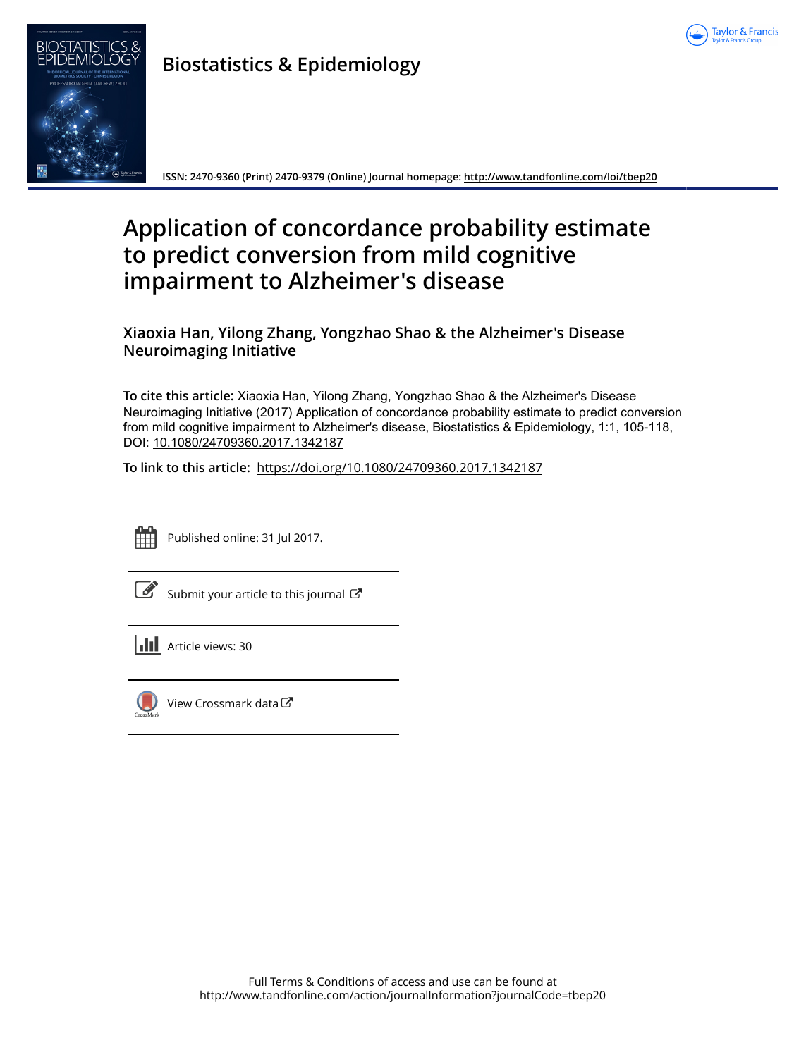# Biostatistics & Epidemiology

ISSN: 2470-9360 (Print) 2470-9379 (Online) Journal homepage: http://www.tandfonline.com/loi/tbep20

# Application of concordance probability estimate to predict conversion from mild cognitive impairment to Alzheimer's disease

**Xiaoxia Han, Yilong Zhang, Yongzhao Shao & the Alzheimer's Disease Neuroimaging Initiative**

**To cite this article:** Xiaoxia Han, Yilong Zhang, Yongzhao Shao & the Alzheimer's Disease Neuroimaging Initiative (2017) Application of concordance probability estimate to predict conversion from mild cognitive impairment to Alzheimer's disease, Biostatistics & Epidemiology, 1:1, 105-118, DOI: 10.1080/24709360.2017.1342187

**To link to this article:** https://doi.org/10.1080/24709360.2017.1342187

Published online: 31 Jul 2017.

Submit your article to this journal

Article views: 30

View Crossmark data

Full Terms & Conditions of access and use can be found at
http://www.tandfonline.com/action/journalInformation?journalCode=tbep20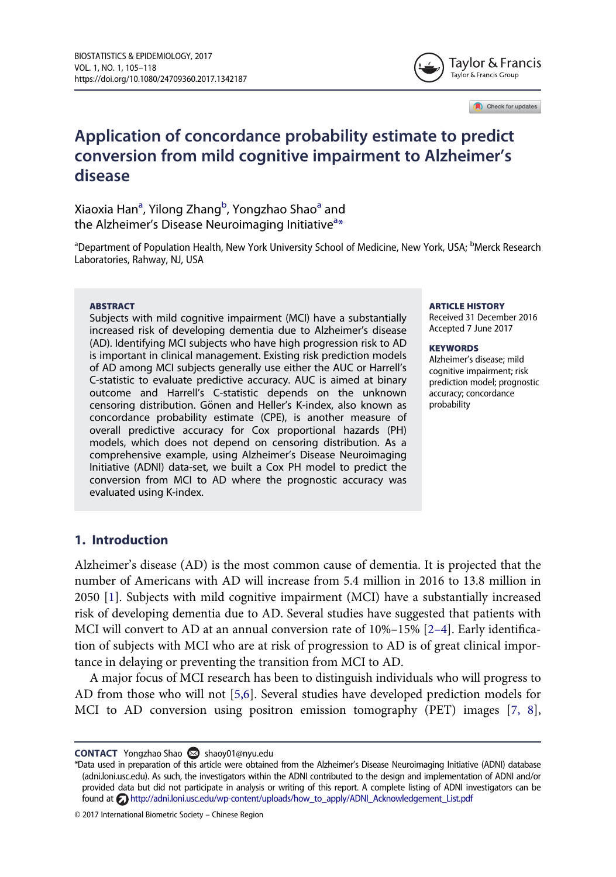# Application of concordance probability estimate to predict conversion from mild cognitive impairment to Alzheimer's disease

Xiaoxia Han[a], Yilong Zhang[b], Yongzhao Shao[a] and the Alzheimer's Disease Neuroimaging Initiative[a*]

[a]Department of Population Health, New York University School of Medicine, New York, USA; [b]Merck Research Laboratories, Rahway, NJ, USA

**ABSTRACT**

Subjects with mild cognitive impairment (MCI) have a substantially increased risk of developing dementia due to Alzheimer's disease (AD). Identifying MCI subjects who have high progression risk to AD is important in clinical management. Existing risk prediction models of AD among MCI subjects generally use either the AUC or Harrell's C-statistic to evaluate predictive accuracy. AUC is aimed at binary outcome and Harrell's C-statistic depends on the unknown censoring distribution. Gönen and Heller's K-index, also known as concordance probability estimate (CPE), is another measure of overall predictive accuracy for Cox proportional hazards (PH) models, which does not depend on censoring distribution. As a comprehensive example, using Alzheimer's Disease Neuroimaging Initiative (ADNI) data-set, we built a Cox PH model to predict the conversion from MCI to AD where the prognostic accuracy was evaluated using K-index.

**ARTICLE HISTORY**

Received 31 December 2016
Accepted 7 June 2017

**KEYWORDS**

Alzheimer's disease; mild cognitive impairment; risk prediction model; prognostic accuracy; concordance probability

## 1. Introduction

Alzheimer's disease (AD) is the most common cause of dementia. It is projected that the number of Americans with AD will increase from 5.4 million in 2016 to 13.8 million in 2050 [1]. Subjects with mild cognitive impairment (MCI) have a substantially increased risk of developing dementia due to AD. Several studies have suggested that patients with MCI will convert to AD at an annual conversion rate of 10%–15% [2–4]. Early identification of subjects with MCI who are at risk of progression to AD is of great clinical importance in delaying or preventing the transition from MCI to AD.

A major focus of MCI research has been to distinguish individuals who will progress to AD from those who will not [5,6]. Several studies have developed prediction models for MCI to AD conversion using positron emission tomography (PET) images [7, 8],

**CONTACT** Yongzhao Shao shaoy01@nyu.edu

*Data used in preparation of this article were obtained from the Alzheimer's Disease Neuroimaging Initiative (ADNI) database (adni.loni.usc.edu). As such, the investigators within the ADNI contributed to the design and implementation of ADNI and/or provided data but did not participate in analysis or writing of this report. A complete listing of ADNI investigators can be found at http://adni.loni.usc.edu/wp-content/uploads/how_to_apply/ADNI_Acknowledgement_List.pdf

© 2017 International Biometric Society – Chinese Region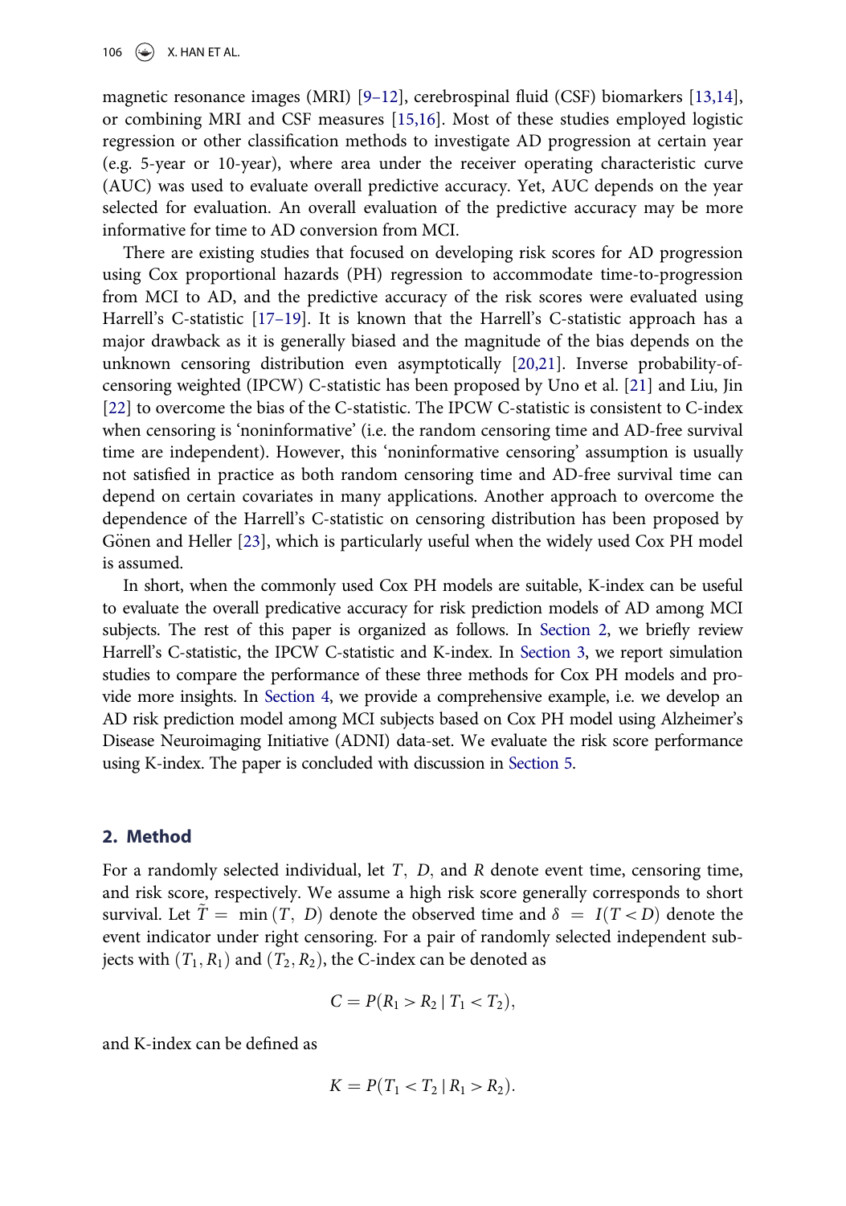magnetic resonance images (MRI) [9–12], cerebrospinal fluid (CSF) biomarkers [13,14], or combining MRI and CSF measures [15,16]. Most of these studies employed logistic regression or other classification methods to investigate AD progression at certain year (e.g. 5-year or 10-year), where area under the receiver operating characteristic curve (AUC) was used to evaluate overall predictive accuracy. Yet, AUC depends on the year selected for evaluation. An overall evaluation of the predictive accuracy may be more informative for time to AD conversion from MCI.

There are existing studies that focused on developing risk scores for AD progression using Cox proportional hazards (PH) regression to accommodate time-to-progression from MCI to AD, and the predictive accuracy of the risk scores were evaluated using Harrell's C-statistic [17–19]. It is known that the Harrell's C-statistic approach has a major drawback as it is generally biased and the magnitude of the bias depends on the unknown censoring distribution even asymptotically [20,21]. Inverse probability-of-censoring weighted (IPCW) C-statistic has been proposed by Uno et al. [21] and Liu, Jin [22] to overcome the bias of the C-statistic. The IPCW C-statistic is consistent to C-index when censoring is 'noninformative' (i.e. the random censoring time and AD-free survival time are independent). However, this 'noninformative censoring' assumption is usually not satisfied in practice as both random censoring time and AD-free survival time can depend on certain covariates in many applications. Another approach to overcome the dependence of the Harrell's C-statistic on censoring distribution has been proposed by Gönen and Heller [23], which is particularly useful when the widely used Cox PH model is assumed.

In short, when the commonly used Cox PH models are suitable, K-index can be useful to evaluate the overall predicative accuracy for risk prediction models of AD among MCI subjects. The rest of this paper is organized as follows. In Section 2, we briefly review Harrell's C-statistic, the IPCW C-statistic and K-index. In Section 3, we report simulation studies to compare the performance of these three methods for Cox PH models and provide more insights. In Section 4, we provide a comprehensive example, i.e. we develop an AD risk prediction model among MCI subjects based on Cox PH model using Alzheimer's Disease Neuroimaging Initiative (ADNI) data-set. We evaluate the risk score performance using K-index. The paper is concluded with discussion in Section 5.

## 2. Method

For a randomly selected individual, let $T$, $D$, and $R$ denote event time, censoring time, and risk score, respectively. We assume a high risk score generally corresponds to short survival. Let $\tilde{T} = \min(T, D)$ denote the observed time and $\delta = I(T < D)$ denote the event indicator under right censoring. For a pair of randomly selected independent subjects with $(T_1, R_1)$ and $(T_2, R_2)$, the C-index can be denoted as

$$C = P(R_1 > R_2 \mid T_1 < T_2),$$

and K-index can be defined as

$$K = P(T_1 < T_2 \mid R_1 > R_2).$$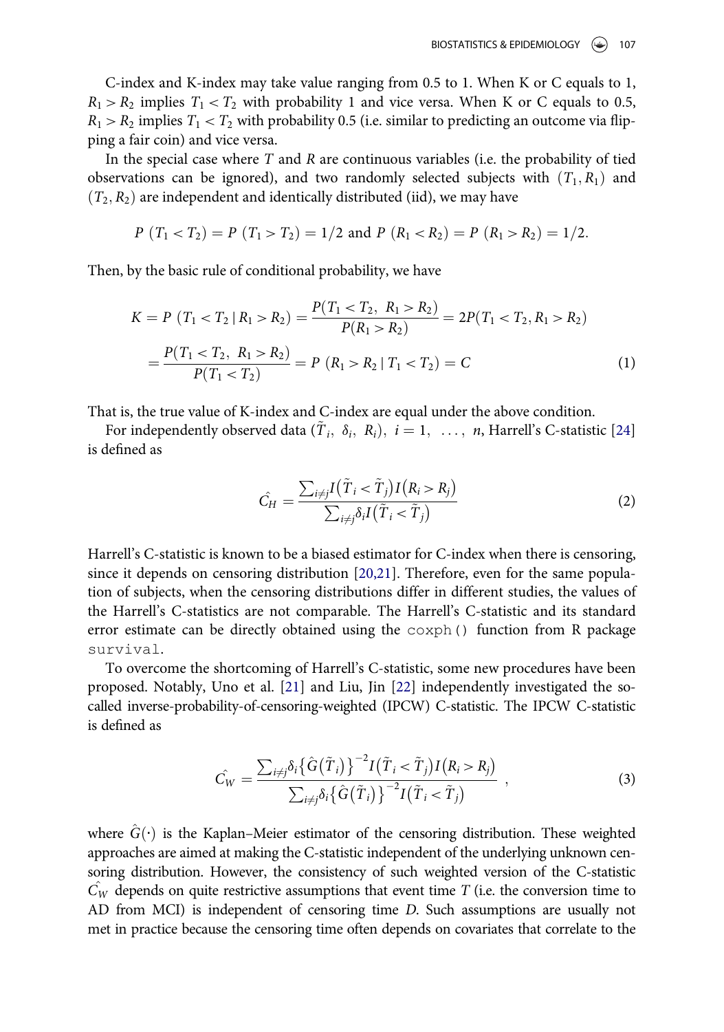C-index and K-index may take value ranging from 0.5 to 1. When K or C equals to 1, $R_1 > R_2$ implies $T_1 < T_2$ with probability 1 and vice versa. When K or C equals to 0.5, $R_1 > R_2$ implies $T_1 < T_2$ with probability 0.5 (i.e. similar to predicting an outcome via flipping a fair coin) and vice versa.

In the special case where $T$ and $R$ are continuous variables (i.e. the probability of tied observations can be ignored), and two randomly selected subjects with $(T_1, R_1)$ and $(T_2, R_2)$ are independent and identically distributed (iid), we may have

$$P\ (T_1 < T_2) = P\ (T_1 > T_2) = 1/2 \text{ and } P\ (R_1 < R_2) = P\ (R_1 > R_2) = 1/2.$$

Then, by the basic rule of conditional probability, we have

$$\begin{aligned} K = P\ (T_1 < T_2 \mid R_1 > R_2) &= \frac{P(T_1 < T_2,\ R_1 > R_2)}{P(R_1 > R_2)} = 2P(T_1 < T_2, R_1 > R_2) \\ &= \frac{P(T_1 < T_2,\ R_1 > R_2)}{P(T_1 < T_2)} = P\ (R_1 > R_2 \mid T_1 < T_2) = C \end{aligned} \tag{1}$$

That is, the true value of K-index and C-index are equal under the above condition.

For independently observed data $(\tilde{T}_i,\ \delta_i,\ R_i),\ i = 1,\ \ldots,\ n$, Harrell's C-statistic [24] is defined as

$$\hat{C_H} = \frac{\sum_{i \neq j} I(\tilde{T}_i < \tilde{T}_j) I(R_i > R_j)}{\sum_{i \neq j} \delta_i I(\tilde{T}_i < \tilde{T}_j)} \tag{2}$$

Harrell's C-statistic is known to be a biased estimator for C-index when there is censoring, since it depends on censoring distribution [20,21]. Therefore, even for the same population of subjects, when the censoring distributions differ in different studies, the values of the Harrell's C-statistics are not comparable. The Harrell's C-statistic and its standard error estimate can be directly obtained using the `coxph()` function from R package `survival`.

To overcome the shortcoming of Harrell's C-statistic, some new procedures have been proposed. Notably, Uno et al. [21] and Liu, Jin [22] independently investigated the so-called inverse-probability-of-censoring-weighted (IPCW) C-statistic. The IPCW C-statistic is defined as

$$\hat{C_W} = \frac{\sum_{i \neq j} \delta_i \{\hat{G}(\tilde{T}_i)\}^{-2} I(\tilde{T}_i < \tilde{T}_j) I(R_i > R_j)}{\sum_{i \neq j} \delta_i \{\hat{G}(\tilde{T}_i)\}^{-2} I(\tilde{T}_i < \tilde{T}_j)}\ , \tag{3}$$

where $\hat{G}(\cdot)$ is the Kaplan–Meier estimator of the censoring distribution. These weighted approaches are aimed at making the C-statistic independent of the underlying unknown censoring distribution. However, the consistency of such weighted version of the C-statistic $\hat{C_W}$ depends on quite restrictive assumptions that event time $T$ (i.e. the conversion time to AD from MCI) is independent of censoring time $D$. Such assumptions are usually not met in practice because the censoring time often depends on covariates that correlate to the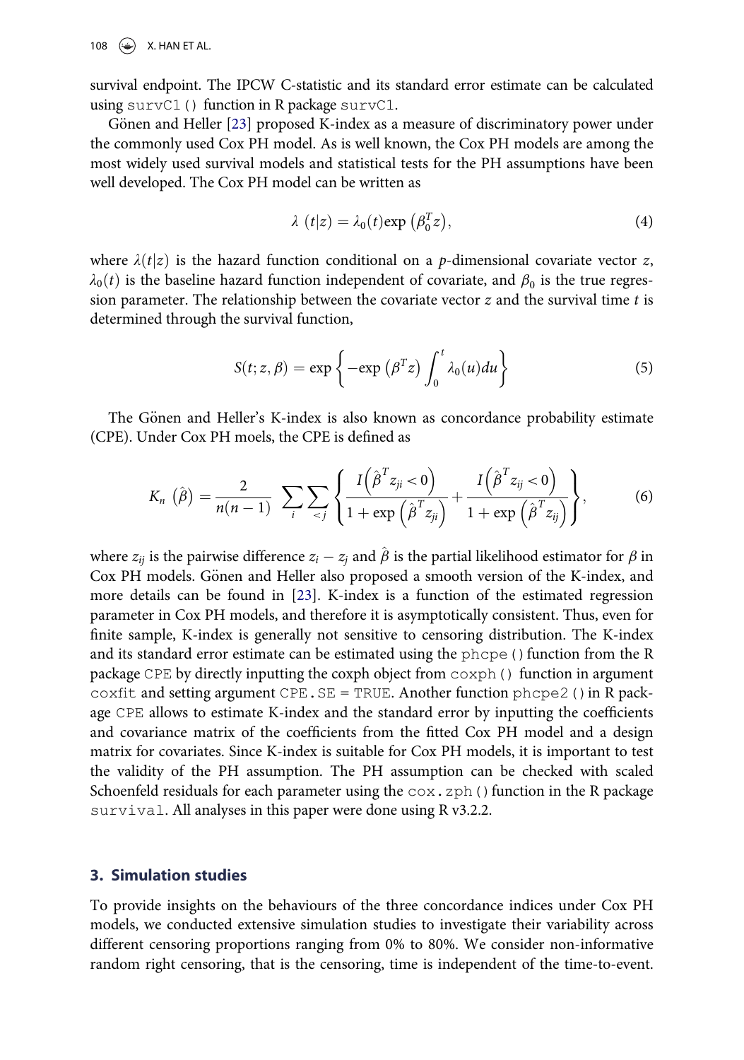survival endpoint. The IPCW C-statistic and its standard error estimate can be calculated using `survC1()` function in R package `survC1`.

Gönen and Heller [23] proposed K-index as a measure of discriminatory power under the commonly used Cox PH model. As is well known, the Cox PH models are among the most widely used survival models and statistical tests for the PH assumptions have been well developed. The Cox PH model can be written as

$$\lambda\ (t|z) = \lambda_0(t)\exp\left(\beta_0^T z\right), \tag{4}$$

where $\lambda(t|z)$ is the hazard function conditional on a $p$-dimensional covariate vector $z$, $\lambda_0(t)$ is the baseline hazard function independent of covariate, and $\beta_0$ is the true regression parameter. The relationship between the covariate vector $z$ and the survival time $t$ is determined through the survival function,

$$S(t; z, \beta) = \exp\left\{-\exp\left(\beta^T z\right)\int_0^t \lambda_0(u)du\right\} \tag{5}$$

The Gönen and Heller's K-index is also known as concordance probability estimate (CPE). Under Cox PH moels, the CPE is defined as

$$K_n\ (\hat{\beta}) = \frac{2}{n(n-1)}\ \sum_i \sum_{<j} \left\{\frac{I\left(\hat{\beta}^T z_{ji} < 0\right)}{1 + \exp\left(\hat{\beta}^T z_{ji}\right)} + \frac{I\left(\hat{\beta}^T z_{ij} < 0\right)}{1 + \exp\left(\hat{\beta}^T z_{ij}\right)}\right\}, \tag{6}$$

where $z_{ij}$ is the pairwise difference $z_i - z_j$ and $\hat{\beta}$ is the partial likelihood estimator for $\beta$ in Cox PH models. Gönen and Heller also proposed a smooth version of the K-index, and more details can be found in [23]. K-index is a function of the estimated regression parameter in Cox PH models, and therefore it is asymptotically consistent. Thus, even for finite sample, K-index is generally not sensitive to censoring distribution. The K-index and its standard error estimate can be estimated using the `phcpe()` function from the R package `CPE` by directly inputting the coxph object from `coxph()` function in argument `coxfit` and setting argument `CPE.SE = TRUE`. Another function `phcpe2()` in R package `CPE` allows to estimate K-index and the standard error by inputting the coefficients and covariance matrix of the coefficients from the fitted Cox PH model and a design matrix for covariates. Since K-index is suitable for Cox PH models, it is important to test the validity of the PH assumption. The PH assumption can be checked with scaled Schoenfeld residuals for each parameter using the `cox.zph()` function in the R package `survival`. All analyses in this paper were done using R v3.2.2.

## 3. Simulation studies

To provide insights on the behaviours of the three concordance indices under Cox PH models, we conducted extensive simulation studies to investigate their variability across different censoring proportions ranging from 0% to 80%. We consider non-informative random right censoring, that is the censoring, time is independent of the time-to-event.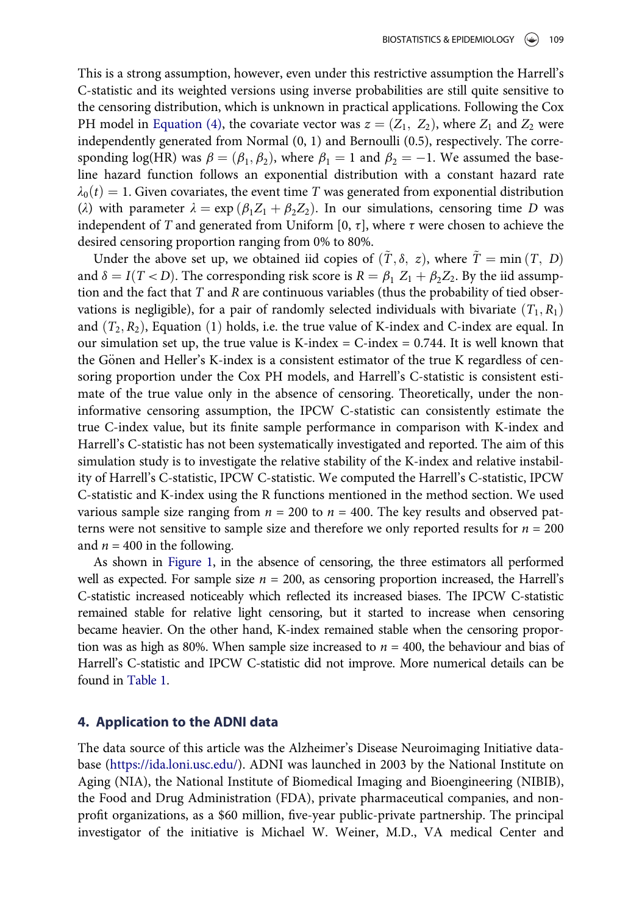This is a strong assumption, however, even under this restrictive assumption the Harrell's C-statistic and its weighted versions using inverse probabilities are still quite sensitive to the censoring distribution, which is unknown in practical applications. Following the Cox PH model in Equation (4), the covariate vector was $z = (Z_1, Z_2)$, where $Z_1$ and $Z_2$ were independently generated from Normal (0, 1) and Bernoulli (0.5), respectively. The corresponding log(HR) was $\beta = (\beta_1, \beta_2)$, where $\beta_1 = 1$ and $\beta_2 = -1$. We assumed the baseline hazard function follows an exponential distribution with a constant hazard rate $\lambda_0(t) = 1$. Given covariates, the event time $T$ was generated from exponential distribution ($\lambda$) with parameter $\lambda = \exp(\beta_1 Z_1 + \beta_2 Z_2)$. In our simulations, censoring time $D$ was independent of $T$ and generated from Uniform $[0, \tau]$, where $\tau$ were chosen to achieve the desired censoring proportion ranging from 0% to 80%.

Under the above set up, we obtained iid copies of $(\tilde{T}, \delta, z)$, where $\tilde{T} = \min(T, D)$ and $\delta = I(T < D)$. The corresponding risk score is $R = \beta_1 Z_1 + \beta_2 Z_2$. By the iid assumption and the fact that $T$ and $R$ are continuous variables (thus the probability of tied observations is negligible), for a pair of randomly selected individuals with bivariate $(T_1, R_1)$ and $(T_2, R_2)$, Equation (1) holds, i.e. the true value of K-index and C-index are equal. In our simulation set up, the true value is K-index = C-index = 0.744. It is well known that the Gönen and Heller's K-index is a consistent estimator of the true K regardless of censoring proportion under the Cox PH models, and Harrell's C-statistic is consistent estimate of the true value only in the absence of censoring. Theoretically, under the non-informative censoring assumption, the IPCW C-statistic can consistently estimate the true C-index value, but its finite sample performance in comparison with K-index and Harrell's C-statistic has not been systematically investigated and reported. The aim of this simulation study is to investigate the relative stability of the K-index and relative instability of Harrell's C-statistic, IPCW C-statistic. We computed the Harrell's C-statistic, IPCW C-statistic and K-index using the R functions mentioned in the method section. We used various sample size ranging from $n$ = 200 to $n$ = 400. The key results and observed patterns were not sensitive to sample size and therefore we only reported results for $n$ = 200 and $n$ = 400 in the following.

As shown in Figure 1, in the absence of censoring, the three estimators all performed well as expected. For sample size $n$ = 200, as censoring proportion increased, the Harrell's C-statistic increased noticeably which reflected its increased biases. The IPCW C-statistic remained stable for relative light censoring, but it started to increase when censoring became heavier. On the other hand, K-index remained stable when the censoring proportion was as high as 80%. When sample size increased to $n$ = 400, the behaviour and bias of Harrell's C-statistic and IPCW C-statistic did not improve. More numerical details can be found in Table 1.

## 4. Application to the ADNI data

The data source of this article was the Alzheimer's Disease Neuroimaging Initiative database (https://ida.loni.usc.edu/). ADNI was launched in 2003 by the National Institute on Aging (NIA), the National Institute of Biomedical Imaging and Bioengineering (NIBIB), the Food and Drug Administration (FDA), private pharmaceutical companies, and non-profit organizations, as a $60 million, five-year public-private partnership. The principal investigator of the initiative is Michael W. Weiner, M.D., VA medical Center and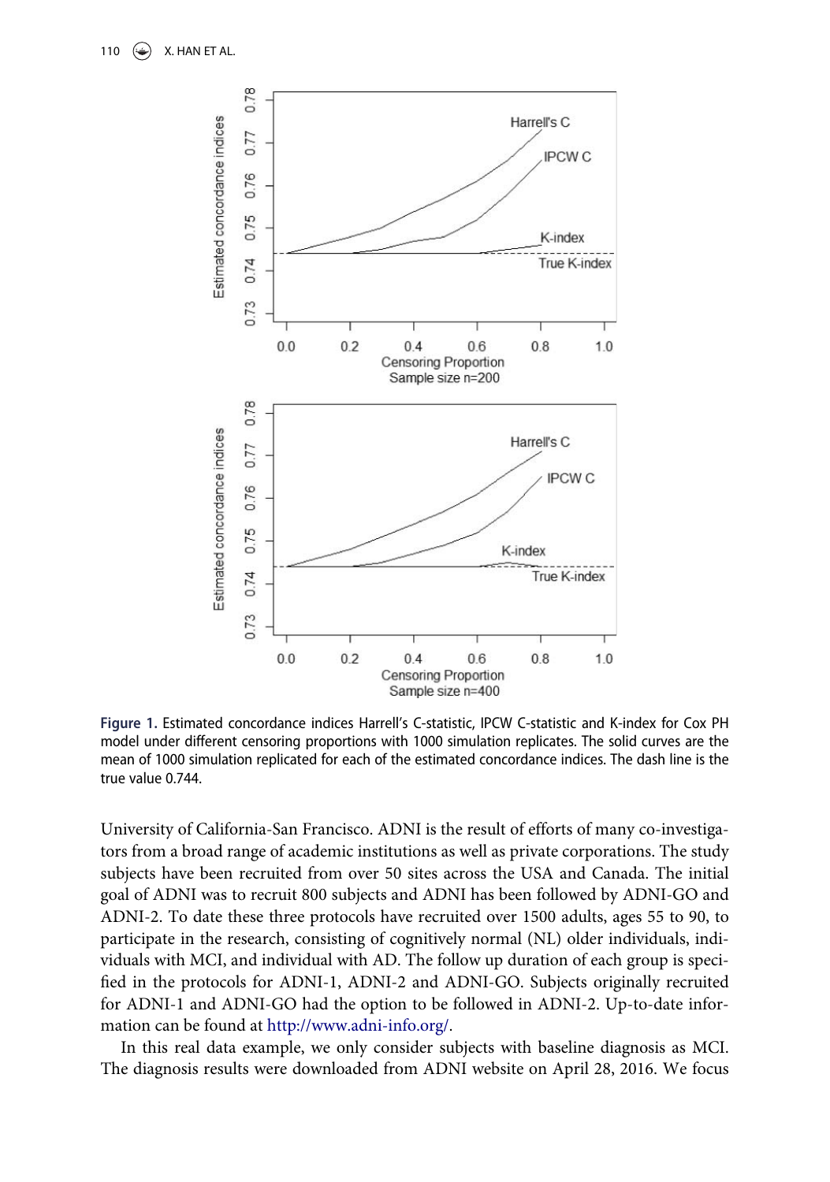Figure 1. Estimated concordance indices Harrell's C-statistic, IPCW C-statistic and K-index for Cox PH model under different censoring proportions with 1000 simulation replicates. The solid curves are the mean of 1000 simulation replicated for each of the estimated concordance indices. The dash line is the true value 0.744.

University of California-San Francisco. ADNI is the result of efforts of many co-investigators from a broad range of academic institutions as well as private corporations. The study subjects have been recruited from over 50 sites across the USA and Canada. The initial goal of ADNI was to recruit 800 subjects and ADNI has been followed by ADNI-GO and ADNI-2. To date these three protocols have recruited over 1500 adults, ages 55 to 90, to participate in the research, consisting of cognitively normal (NL) older individuals, individuals with MCI, and individual with AD. The follow up duration of each group is specified in the protocols for ADNI-1, ADNI-2 and ADNI-GO. Subjects originally recruited for ADNI-1 and ADNI-GO had the option to be followed in ADNI-2. Up-to-date information can be found at http://www.adni-info.org/.

In this real data example, we only consider subjects with baseline diagnosis as MCI. The diagnosis results were downloaded from ADNI website on April 28, 2016. We focus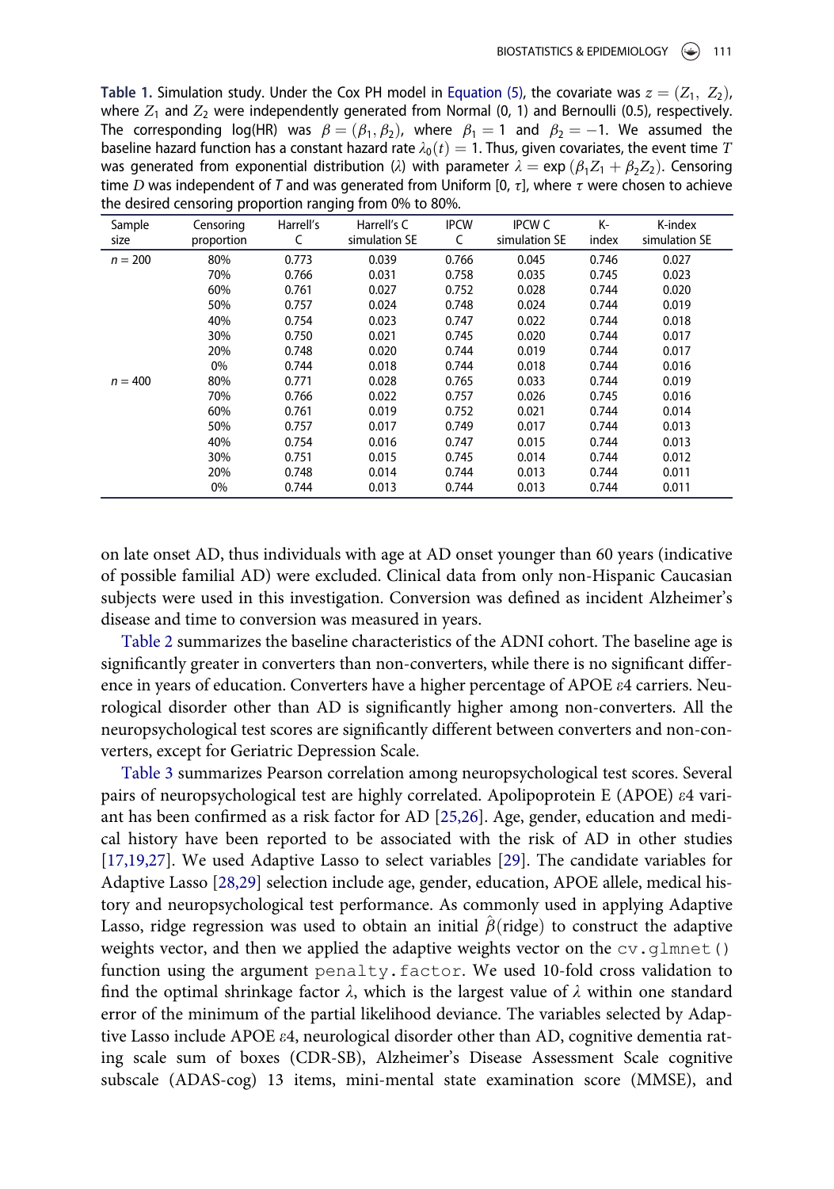**Table 1.** Simulation study. Under the Cox PH model in Equation (5), the covariate was $z = (Z_1, Z_2)$, where $Z_1$ and $Z_2$ were independently generated from Normal (0, 1) and Bernoulli (0.5), respectively. The corresponding log(HR) was $\beta = (\beta_1, \beta_2)$, where $\beta_1 = 1$ and $\beta_2 = -1$. We assumed the baseline hazard function has a constant hazard rate $\lambda_0(t) = 1$. Thus, given covariates, the event time $T$ was generated from exponential distribution ($\lambda$) with parameter $\lambda = \exp(\beta_1 Z_1 + \beta_2 Z_2)$. Censoring time $D$ was independent of $T$ and was generated from Uniform [0, $\tau$], where $\tau$ were chosen to achieve the desired censoring proportion ranging from 0% to 80%.

| Sample size | Censoring proportion | Harrell's C | Harrell's C simulation SE | IPCW C | IPCW C simulation SE | K-index | K-index simulation SE |
|---|---|---|---|---|---|---|---|
| $n = 200$ | 80% | 0.773 | 0.039 | 0.766 | 0.045 | 0.746 | 0.027 |
| | 70% | 0.766 | 0.031 | 0.758 | 0.035 | 0.745 | 0.023 |
| | 60% | 0.761 | 0.027 | 0.752 | 0.028 | 0.744 | 0.020 |
| | 50% | 0.757 | 0.024 | 0.748 | 0.024 | 0.744 | 0.019 |
| | 40% | 0.754 | 0.023 | 0.747 | 0.022 | 0.744 | 0.018 |
| | 30% | 0.750 | 0.021 | 0.745 | 0.020 | 0.744 | 0.017 |
| | 20% | 0.748 | 0.020 | 0.744 | 0.019 | 0.744 | 0.017 |
| | 0% | 0.744 | 0.018 | 0.744 | 0.018 | 0.744 | 0.016 |
| $n = 400$ | 80% | 0.771 | 0.028 | 0.765 | 0.033 | 0.744 | 0.019 |
| | 70% | 0.766 | 0.022 | 0.757 | 0.026 | 0.745 | 0.016 |
| | 60% | 0.761 | 0.019 | 0.752 | 0.021 | 0.744 | 0.014 |
| | 50% | 0.757 | 0.017 | 0.749 | 0.017 | 0.744 | 0.013 |
| | 40% | 0.754 | 0.016 | 0.747 | 0.015 | 0.744 | 0.013 |
| | 30% | 0.751 | 0.015 | 0.745 | 0.014 | 0.744 | 0.012 |
| | 20% | 0.748 | 0.014 | 0.744 | 0.013 | 0.744 | 0.011 |
| | 0% | 0.744 | 0.013 | 0.744 | 0.013 | 0.744 | 0.011 |

on late onset AD, thus individuals with age at AD onset younger than 60 years (indicative of possible familial AD) were excluded. Clinical data from only non-Hispanic Caucasian subjects were used in this investigation. Conversion was defined as incident Alzheimer's disease and time to conversion was measured in years.

Table 2 summarizes the baseline characteristics of the ADNI cohort. The baseline age is significantly greater in converters than non-converters, while there is no significant difference in years of education. Converters have a higher percentage of APOE $\varepsilon$4 carriers. Neurological disorder other than AD is significantly higher among non-converters. All the neuropsychological test scores are significantly different between converters and non-converters, except for Geriatric Depression Scale.

Table 3 summarizes Pearson correlation among neuropsychological test scores. Several pairs of neuropsychological test are highly correlated. Apolipoprotein E (APOE) $\varepsilon$4 variant has been confirmed as a risk factor for AD [25,26]. Age, gender, education and medical history have been reported to be associated with the risk of AD in other studies [17,19,27]. We used Adaptive Lasso to select variables [29]. The candidate variables for Adaptive Lasso [28,29] selection include age, gender, education, APOE allele, medical history and neuropsychological test performance. As commonly used in applying Adaptive Lasso, ridge regression was used to obtain an initial $\hat{\beta}$(ridge) to construct the adaptive weights vector, and then we applied the adaptive weights vector on the `cv.glmnet()` function using the argument `penalty.factor`. We used 10-fold cross validation to find the optimal shrinkage factor $\lambda$, which is the largest value of $\lambda$ within one standard error of the minimum of the partial likelihood deviance. The variables selected by Adaptive Lasso include APOE $\varepsilon$4, neurological disorder other than AD, cognitive dementia rating scale sum of boxes (CDR-SB), Alzheimer's Disease Assessment Scale cognitive subscale (ADAS-cog) 13 items, mini-mental state examination score (MMSE), and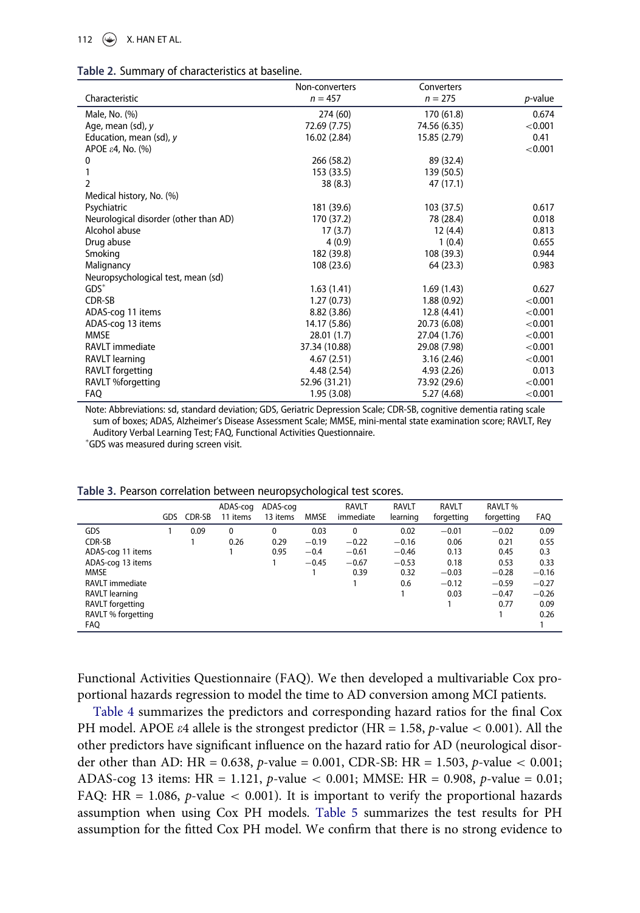**Table 2.** Summary of characteristics at baseline.

| Characteristic | Non-converters $n = 457$ | Converters $n = 275$ | $p$-value |
|---|---|---|---|
| Male, No. (%) | 274 (60) | 170 (61.8) | 0.674 |
| Age, mean (sd), y | 72.69 (7.75) | 74.56 (6.35) | <0.001 |
| Education, mean (sd), y | 16.02 (2.84) | 15.85 (2.79) | 0.41 |
| APOE ε4, No. (%) | | | <0.001 |
| 0 | 266 (58.2) | 89 (32.4) | |
| 1 | 153 (33.5) | 139 (50.5) | |
| 2 | 38 (8.3) | 47 (17.1) | |
| Medical history, No. (%) | | | |
| Psychiatric | 181 (39.6) | 103 (37.5) | 0.617 |
| Neurological disorder (other than AD) | 170 (37.2) | 78 (28.4) | 0.018 |
| Alcohol abuse | 17 (3.7) | 12 (4.4) | 0.813 |
| Drug abuse | 4 (0.9) | 1 (0.4) | 0.655 |
| Smoking | 182 (39.8) | 108 (39.3) | 0.944 |
| Malignancy | 108 (23.6) | 64 (23.3) | 0.983 |
| Neuropsychological test, mean (sd) | | | |
| GDS* | 1.63 (1.41) | 1.69 (1.43) | 0.627 |
| CDR-SB | 1.27 (0.73) | 1.88 (0.92) | <0.001 |
| ADAS-cog 11 items | 8.82 (3.86) | 12.8 (4.41) | <0.001 |
| ADAS-cog 13 items | 14.17 (5.86) | 20.73 (6.08) | <0.001 |
| MMSE | 28.01 (1.7) | 27.04 (1.76) | <0.001 |
| RAVLT immediate | 37.34 (10.88) | 29.08 (7.98) | <0.001 |
| RAVLT learning | 4.67 (2.51) | 3.16 (2.46) | <0.001 |
| RAVLT forgetting | 4.48 (2.54) | 4.93 (2.26) | 0.013 |
| RAVLT %forgetting | 52.96 (31.21) | 73.92 (29.6) | <0.001 |
| FAQ | 1.95 (3.08) | 5.27 (4.68) | <0.001 |

Note: Abbreviations: sd, standard deviation; GDS, Geriatric Depression Scale; CDR-SB, cognitive dementia rating scale sum of boxes; ADAS, Alzheimer's Disease Assessment Scale; MMSE, mini-mental state examination score; RAVLT, Rey Auditory Verbal Learning Test; FAQ, Functional Activities Questionnaire.
*GDS was measured during screen visit.

**Table 3.** Pearson correlation between neuropsychological test scores.

| | GDS | CDR-SB | ADAS-cog 11 items | ADAS-cog 13 items | MMSE | RAVLT immediate | RAVLT learning | RAVLT forgetting | RAVLT % forgetting | FAQ |
|---|---|---|---|---|---|---|---|---|---|---|
| GDS | 1 | 0.09 | 0 | 0 | 0.03 | 0 | 0.02 | −0.01 | −0.02 | 0.09 |
| CDR-SB | | 1 | 0.26 | 0.29 | −0.19 | −0.22 | −0.16 | 0.06 | 0.21 | 0.55 |
| ADAS-cog 11 items | | | 1 | 0.95 | −0.4 | −0.61 | −0.46 | 0.13 | 0.45 | 0.3 |
| ADAS-cog 13 items | | | | 1 | −0.45 | −0.67 | −0.53 | 0.18 | 0.53 | 0.33 |
| MMSE | | | | | 1 | 0.39 | 0.32 | −0.03 | −0.28 | −0.16 |
| RAVLT immediate | | | | | | 1 | 0.6 | −0.12 | −0.59 | −0.27 |
| RAVLT learning | | | | | | | 1 | 0.03 | −0.47 | −0.26 |
| RAVLT forgetting | | | | | | | | 1 | 0.77 | 0.09 |
| RAVLT % forgetting | | | | | | | | | 1 | 0.26 |
| FAQ | | | | | | | | | | 1 |

Functional Activities Questionnaire (FAQ). We then developed a multivariable Cox proportional hazards regression to model the time to AD conversion among MCI patients.

Table 4 summarizes the predictors and corresponding hazard ratios for the final Cox PH model. APOE ε4 allele is the strongest predictor (HR = 1.58, $p$-value $< 0.001$). All the other predictors have significant influence on the hazard ratio for AD (neurological disorder other than AD: HR = 0.638, $p$-value = 0.001, CDR-SB: HR = 1.503, $p$-value $< 0.001$; ADAS-cog 13 items: HR = 1.121, $p$-value $< 0.001$; MMSE: HR = 0.908, $p$-value = 0.01; FAQ: HR = 1.086, $p$-value $< 0.001$). It is important to verify the proportional hazards assumption when using Cox PH models. Table 5 summarizes the test results for PH assumption for the fitted Cox PH model. We confirm that there is no strong evidence to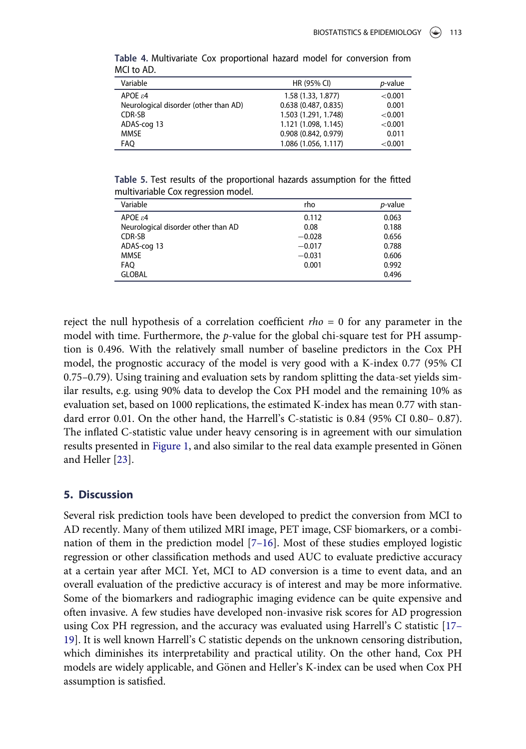Table 4. Multivariate Cox proportional hazard model for conversion from MCI to AD.

| Variable | HR (95% CI) | $p$-value |
|---|---|---|
| APOE $\varepsilon$4 | 1.58 (1.33, 1.877) | <0.001 |
| Neurological disorder (other than AD) | 0.638 (0.487, 0.835) | 0.001 |
| CDR-SB | 1.503 (1.291, 1.748) | <0.001 |
| ADAS-cog 13 | 1.121 (1.098, 1.145) | <0.001 |
| MMSE | 0.908 (0.842, 0.979) | 0.011 |
| FAQ | 1.086 (1.056, 1.117) | <0.001 |

Table 5. Test results of the proportional hazards assumption for the fitted multivariable Cox regression model.

| Variable | rho | $p$-value |
|---|---|---|
| APOE $\varepsilon$4 | 0.112 | 0.063 |
| Neurological disorder other than AD | 0.08 | 0.188 |
| CDR-SB | −0.028 | 0.656 |
| ADAS-cog 13 | −0.017 | 0.788 |
| MMSE | −0.031 | 0.606 |
| FAQ | 0.001 | 0.992 |
| GLOBAL | | 0.496 |

reject the null hypothesis of a correlation coefficient $rho = 0$ for any parameter in the model with time. Furthermore, the $p$-value for the global chi-square test for PH assumption is 0.496. With the relatively small number of baseline predictors in the Cox PH model, the prognostic accuracy of the model is very good with a K-index 0.77 (95% CI 0.75–0.79). Using training and evaluation sets by random splitting the data-set yields similar results, e.g. using 90% data to develop the Cox PH model and the remaining 10% as evaluation set, based on 1000 replications, the estimated K-index has mean 0.77 with standard error 0.01. On the other hand, the Harrell's C-statistic is 0.84 (95% CI 0.80– 0.87). The inflated C-statistic value under heavy censoring is in agreement with our simulation results presented in Figure 1, and also similar to the real data example presented in Gönen and Heller [23].

## 5. Discussion

Several risk prediction tools have been developed to predict the conversion from MCI to AD recently. Many of them utilized MRI image, PET image, CSF biomarkers, or a combination of them in the prediction model [7–16]. Most of these studies employed logistic regression or other classification methods and used AUC to evaluate predictive accuracy at a certain year after MCI. Yet, MCI to AD conversion is a time to event data, and an overall evaluation of the predictive accuracy is of interest and may be more informative. Some of the biomarkers and radiographic imaging evidence can be quite expensive and often invasive. A few studies have developed non-invasive risk scores for AD progression using Cox PH regression, and the accuracy was evaluated using Harrell's C statistic [17–19]. It is well known Harrell's C statistic depends on the unknown censoring distribution, which diminishes its interpretability and practical utility. On the other hand, Cox PH models are widely applicable, and Gönen and Heller's K-index can be used when Cox PH assumption is satisfied.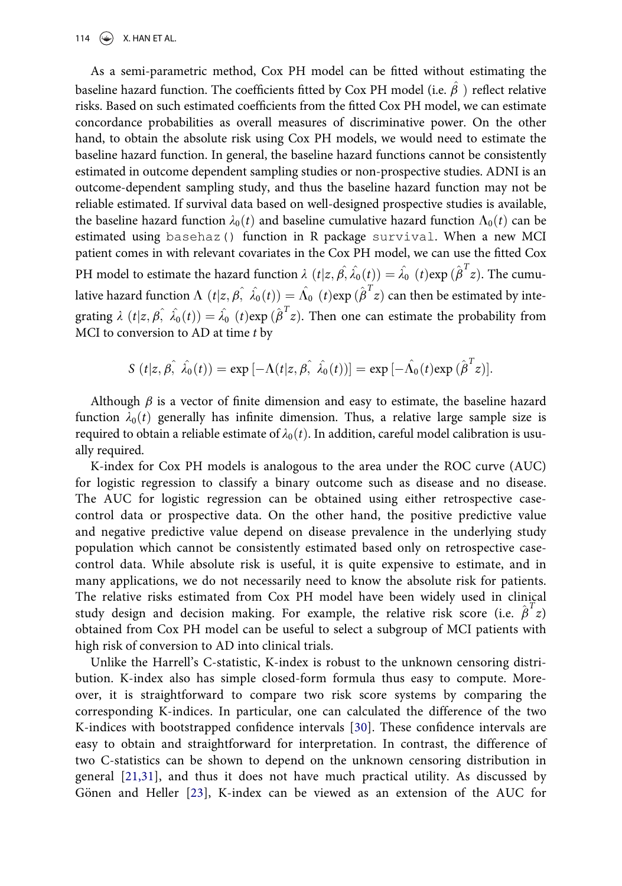As a semi-parametric method, Cox PH model can be fitted without estimating the baseline hazard function. The coefficients fitted by Cox PH model (i.e. $\hat{\beta}$ ) reflect relative risks. Based on such estimated coefficients from the fitted Cox PH model, we can estimate concordance probabilities as overall measures of discriminative power. On the other hand, to obtain the absolute risk using Cox PH models, we would need to estimate the baseline hazard function. In general, the baseline hazard functions cannot be consistently estimated in outcome dependent sampling studies or non-prospective studies. ADNI is an outcome-dependent sampling study, and thus the baseline hazard function may not be reliable estimated. If survival data based on well-designed prospective studies is available, the baseline hazard function $\lambda_0(t)$ and baseline cumulative hazard function $\Lambda_0(t)$ can be estimated using `basehaz()` function in R package `survival`. When a new MCI patient comes in with relevant covariates in the Cox PH model, we can use the fitted Cox PH model to estimate the hazard function $\lambda\ (t|z, \hat{\beta}, \hat{\lambda}_0(t)) = \hat{\lambda}_0\ (t)\exp\ (\hat{\beta}^T z)$. The cumulative hazard function $\Lambda\ (t|z, \hat{\beta}, \ \hat{\lambda}_0(t)) = \hat{\Lambda}_0\ (t)\exp\ (\hat{\beta}^T z)$ can then be estimated by integrating $\lambda\ (t|z, \hat{\beta}, \ \hat{\lambda}_0(t)) = \hat{\lambda}_0\ (t)\exp\ (\hat{\beta}^T z)$. Then one can estimate the probability from MCI to conversion to AD at time $t$ by

$$S\ (t|z, \hat{\beta}, \ \hat{\lambda}_0(t)) = \exp\left[-\Lambda(t|z, \hat{\beta}, \ \hat{\lambda}_0(t))\right] = \exp\left[-\hat{\Lambda}_0(t)\exp\ (\hat{\beta}^T z)\right].$$

Although $\beta$ is a vector of finite dimension and easy to estimate, the baseline hazard function $\lambda_0(t)$ generally has infinite dimension. Thus, a relative large sample size is required to obtain a reliable estimate of $\lambda_0(t)$. In addition, careful model calibration is usually required.

K-index for Cox PH models is analogous to the area under the ROC curve (AUC) for logistic regression to classify a binary outcome such as disease and no disease. The AUC for logistic regression can be obtained using either retrospective case-control data or prospective data. On the other hand, the positive predictive value and negative predictive value depend on disease prevalence in the underlying study population which cannot be consistently estimated based only on retrospective case-control data. While absolute risk is useful, it is quite expensive to estimate, and in many applications, we do not necessarily need to know the absolute risk for patients. The relative risks estimated from Cox PH model have been widely used in clinical study design and decision making. For example, the relative risk score (i.e. $\hat{\beta}^T z$) obtained from Cox PH model can be useful to select a subgroup of MCI patients with high risk of conversion to AD into clinical trials.

Unlike the Harrell's C-statistic, K-index is robust to the unknown censoring distribution. K-index also has simple closed-form formula thus easy to compute. Moreover, it is straightforward to compare two risk score systems by comparing the corresponding K-indices. In particular, one can calculated the difference of the two K-indices with bootstrapped confidence intervals [30]. These confidence intervals are easy to obtain and straightforward for interpretation. In contrast, the difference of two C-statistics can be shown to depend on the unknown censoring distribution in general [21,31], and thus it does not have much practical utility. As discussed by Gönen and Heller [23], K-index can be viewed as an extension of the AUC for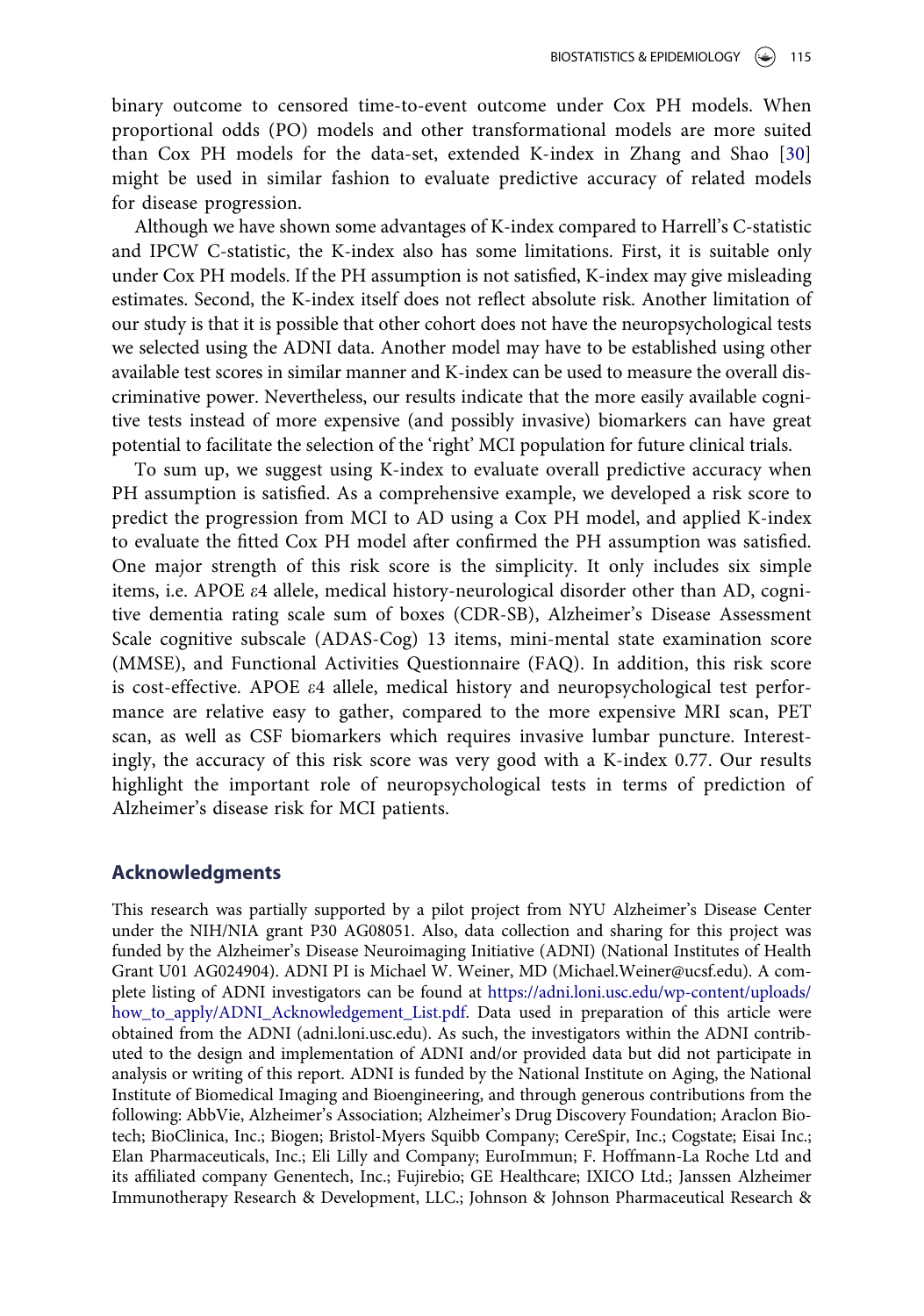binary outcome to censored time-to-event outcome under Cox PH models. When proportional odds (PO) models and other transformational models are more suited than Cox PH models for the data-set, extended K-index in Zhang and Shao [30] might be used in similar fashion to evaluate predictive accuracy of related models for disease progression.

Although we have shown some advantages of K-index compared to Harrell's C-statistic and IPCW C-statistic, the K-index also has some limitations. First, it is suitable only under Cox PH models. If the PH assumption is not satisfied, K-index may give misleading estimates. Second, the K-index itself does not reflect absolute risk. Another limitation of our study is that it is possible that other cohort does not have the neuropsychological tests we selected using the ADNI data. Another model may have to be established using other available test scores in similar manner and K-index can be used to measure the overall discriminative power. Nevertheless, our results indicate that the more easily available cognitive tests instead of more expensive (and possibly invasive) biomarkers can have great potential to facilitate the selection of the 'right' MCI population for future clinical trials.

To sum up, we suggest using K-index to evaluate overall predictive accuracy when PH assumption is satisfied. As a comprehensive example, we developed a risk score to predict the progression from MCI to AD using a Cox PH model, and applied K-index to evaluate the fitted Cox PH model after confirmed the PH assumption was satisfied. One major strength of this risk score is the simplicity. It only includes six simple items, i.e. APOE $\varepsilon 4$ allele, medical history-neurological disorder other than AD, cognitive dementia rating scale sum of boxes (CDR-SB), Alzheimer's Disease Assessment Scale cognitive subscale (ADAS-Cog) 13 items, mini-mental state examination score (MMSE), and Functional Activities Questionnaire (FAQ). In addition, this risk score is cost-effective. APOE $\varepsilon 4$ allele, medical history and neuropsychological test performance are relative easy to gather, compared to the more expensive MRI scan, PET scan, as well as CSF biomarkers which requires invasive lumbar puncture. Interestingly, the accuracy of this risk score was very good with a K-index 0.77. Our results highlight the important role of neuropsychological tests in terms of prediction of Alzheimer's disease risk for MCI patients.

## Acknowledgments

This research was partially supported by a pilot project from NYU Alzheimer's Disease Center under the NIH/NIA grant P30 AG08051. Also, data collection and sharing for this project was funded by the Alzheimer's Disease Neuroimaging Initiative (ADNI) (National Institutes of Health Grant U01 AG024904). ADNI PI is Michael W. Weiner, MD (Michael.Weiner@ucsf.edu). A complete listing of ADNI investigators can be found at https://adni.loni.usc.edu/wp-content/uploads/how_to_apply/ADNI_Acknowledgement_List.pdf. Data used in preparation of this article were obtained from the ADNI (adni.loni.usc.edu). As such, the investigators within the ADNI contributed to the design and implementation of ADNI and/or provided data but did not participate in analysis or writing of this report. ADNI is funded by the National Institute on Aging, the National Institute of Biomedical Imaging and Bioengineering, and through generous contributions from the following: AbbVie, Alzheimer's Association; Alzheimer's Drug Discovery Foundation; Araclon Biotech; BioClinica, Inc.; Biogen; Bristol-Myers Squibb Company; CereSpir, Inc.; Cogstate; Eisai Inc.; Elan Pharmaceuticals, Inc.; Eli Lilly and Company; EuroImmun; F. Hoffmann-La Roche Ltd and its affiliated company Genentech, Inc.; Fujirebio; GE Healthcare; IXICO Ltd.; Janssen Alzheimer Immunotherapy Research & Development, LLC.; Johnson & Johnson Pharmaceutical Research &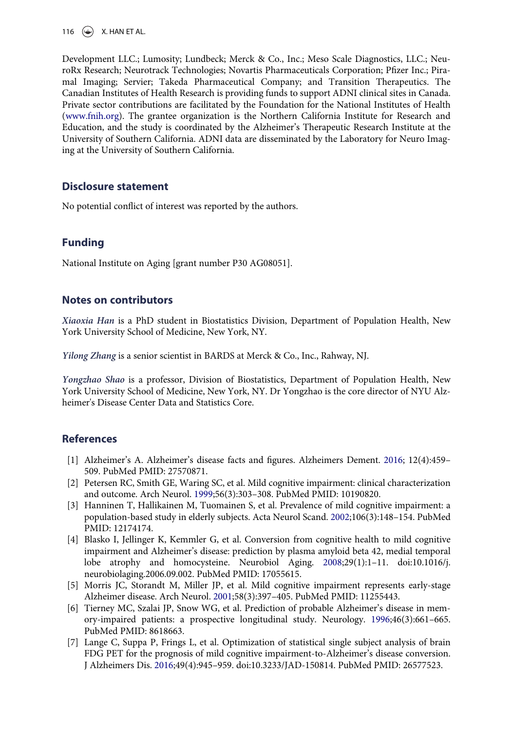Development LLC.; Lumosity; Lundbeck; Merck & Co., Inc.; Meso Scale Diagnostics, LLC.; NeuroRx Research; Neurotrack Technologies; Novartis Pharmaceuticals Corporation; Pfizer Inc.; Piramal Imaging; Servier; Takeda Pharmaceutical Company; and Transition Therapeutics. The Canadian Institutes of Health Research is providing funds to support ADNI clinical sites in Canada. Private sector contributions are facilitated by the Foundation for the National Institutes of Health (www.fnih.org). The grantee organization is the Northern California Institute for Research and Education, and the study is coordinated by the Alzheimer's Therapeutic Research Institute at the University of Southern California. ADNI data are disseminated by the Laboratory for Neuro Imaging at the University of Southern California.

## Disclosure statement

No potential conflict of interest was reported by the authors.

## Funding

National Institute on Aging [grant number P30 AG08051].

## Notes on contributors

*Xiaoxia Han* is a PhD student in Biostatistics Division, Department of Population Health, New York University School of Medicine, New York, NY.

*Yilong Zhang* is a senior scientist in BARDS at Merck & Co., Inc., Rahway, NJ.

*Yongzhao Shao* is a professor, Division of Biostatistics, Department of Population Health, New York University School of Medicine, New York, NY. Dr Yongzhao is the core director of NYU Alzheimer's Disease Center Data and Statistics Core.

## References

[1] Alzheimer's A. Alzheimer's disease facts and figures. Alzheimers Dement. 2016; 12(4):459–509. PubMed PMID: 27570871.

[2] Petersen RC, Smith GE, Waring SC, et al. Mild cognitive impairment: clinical characterization and outcome. Arch Neurol. 1999;56(3):303–308. PubMed PMID: 10190820.

[3] Hanninen T, Hallikainen M, Tuomainen S, et al. Prevalence of mild cognitive impairment: a population-based study in elderly subjects. Acta Neurol Scand. 2002;106(3):148–154. PubMed PMID: 12174174.

[4] Blasko I, Jellinger K, Kemmler G, et al. Conversion from cognitive health to mild cognitive impairment and Alzheimer's disease: prediction by plasma amyloid beta 42, medial temporal lobe atrophy and homocysteine. Neurobiol Aging. 2008;29(1):1–11. doi:10.1016/j.neurobiolaging.2006.09.002. PubMed PMID: 17055615.

[5] Morris JC, Storandt M, Miller JP, et al. Mild cognitive impairment represents early-stage Alzheimer disease. Arch Neurol. 2001;58(3):397–405. PubMed PMID: 11255443.

[6] Tierney MC, Szalai JP, Snow WG, et al. Prediction of probable Alzheimer's disease in memory-impaired patients: a prospective longitudinal study. Neurology. 1996;46(3):661–665. PubMed PMID: 8618663.

[7] Lange C, Suppa P, Frings L, et al. Optimization of statistical single subject analysis of brain FDG PET for the prognosis of mild cognitive impairment-to-Alzheimer's disease conversion. J Alzheimers Dis. 2016;49(4):945–959. doi:10.3233/JAD-150814. PubMed PMID: 26577523.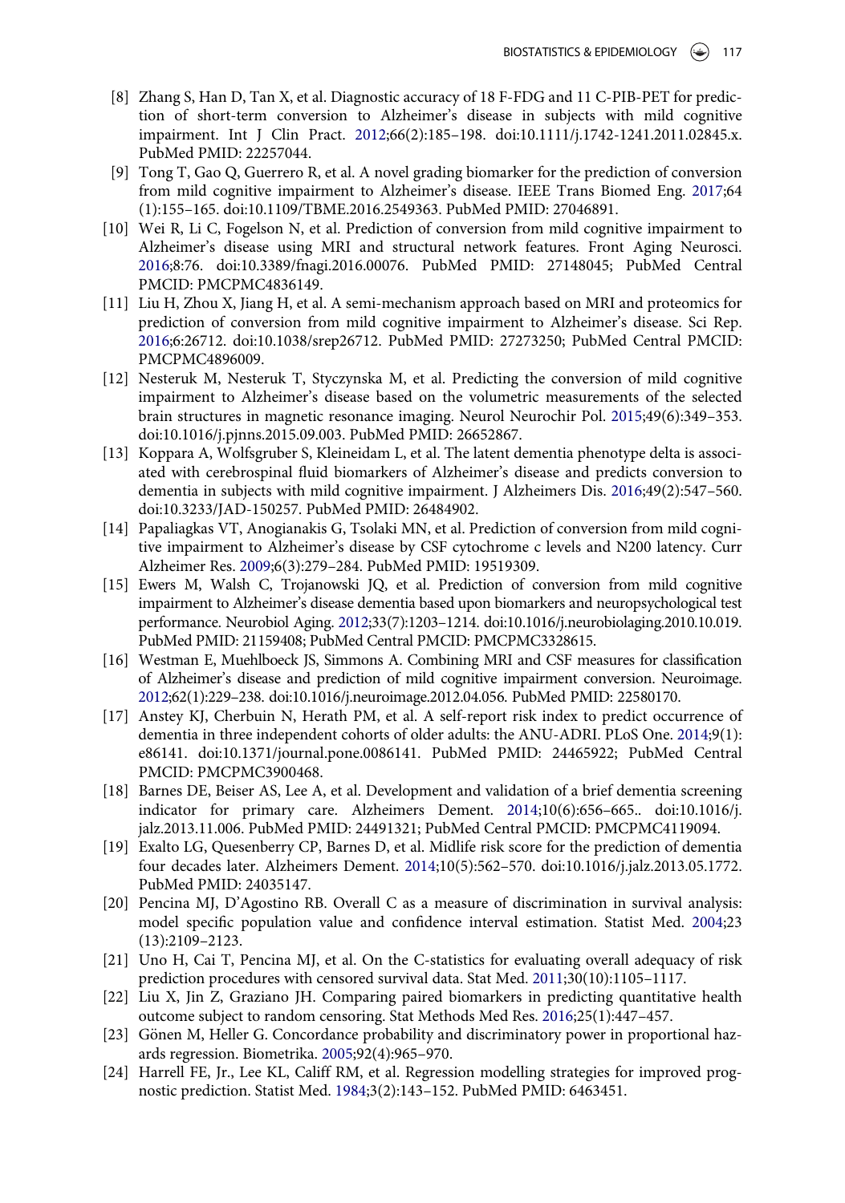[8] Zhang S, Han D, Tan X, et al. Diagnostic accuracy of 18 F-FDG and 11 C-PIB-PET for prediction of short-term conversion to Alzheimer's disease in subjects with mild cognitive impairment. Int J Clin Pract. 2012;66(2):185–198. doi:10.1111/j.1742-1241.2011.02845.x. PubMed PMID: 22257044.

[9] Tong T, Gao Q, Guerrero R, et al. A novel grading biomarker for the prediction of conversion from mild cognitive impairment to Alzheimer's disease. IEEE Trans Biomed Eng. 2017;64 (1):155–165. doi:10.1109/TBME.2016.2549363. PubMed PMID: 27046891.

[10] Wei R, Li C, Fogelson N, et al. Prediction of conversion from mild cognitive impairment to Alzheimer's disease using MRI and structural network features. Front Aging Neurosci. 2016;8:76. doi:10.3389/fnagi.2016.00076. PubMed PMID: 27148045; PubMed Central PMCID: PMCPMC4836149.

[11] Liu H, Zhou X, Jiang H, et al. A semi-mechanism approach based on MRI and proteomics for prediction of conversion from mild cognitive impairment to Alzheimer's disease. Sci Rep. 2016;6:26712. doi:10.1038/srep26712. PubMed PMID: 27273250; PubMed Central PMCID: PMCPMC4896009.

[12] Nesteruk M, Nesteruk T, Styczynska M, et al. Predicting the conversion of mild cognitive impairment to Alzheimer's disease based on the volumetric measurements of the selected brain structures in magnetic resonance imaging. Neurol Neurochir Pol. 2015;49(6):349–353. doi:10.1016/j.pjnns.2015.09.003. PubMed PMID: 26652867.

[13] Koppara A, Wolfsgruber S, Kleineidam L, et al. The latent dementia phenotype delta is associated with cerebrospinal fluid biomarkers of Alzheimer's disease and predicts conversion to dementia in subjects with mild cognitive impairment. J Alzheimers Dis. 2016;49(2):547–560. doi:10.3233/JAD-150257. PubMed PMID: 26484902.

[14] Papaliagkas VT, Anogianakis G, Tsolaki MN, et al. Prediction of conversion from mild cognitive impairment to Alzheimer's disease by CSF cytochrome c levels and N200 latency. Curr Alzheimer Res. 2009;6(3):279–284. PubMed PMID: 19519309.

[15] Ewers M, Walsh C, Trojanowski JQ, et al. Prediction of conversion from mild cognitive impairment to Alzheimer's disease dementia based upon biomarkers and neuropsychological test performance. Neurobiol Aging. 2012;33(7):1203–1214. doi:10.1016/j.neurobiolaging.2010.10.019. PubMed PMID: 21159408; PubMed Central PMCID: PMCPMC3328615.

[16] Westman E, Muehlboeck JS, Simmons A. Combining MRI and CSF measures for classification of Alzheimer's disease and prediction of mild cognitive impairment conversion. Neuroimage. 2012;62(1):229–238. doi:10.1016/j.neuroimage.2012.04.056. PubMed PMID: 22580170.

[17] Anstey KJ, Cherbuin N, Herath PM, et al. A self-report risk index to predict occurrence of dementia in three independent cohorts of older adults: the ANU-ADRI. PLoS One. 2014;9(1): e86141. doi:10.1371/journal.pone.0086141. PubMed PMID: 24465922; PubMed Central PMCID: PMCPMC3900468.

[18] Barnes DE, Beiser AS, Lee A, et al. Development and validation of a brief dementia screening indicator for primary care. Alzheimers Dement. 2014;10(6):656–665.. doi:10.1016/j.jalz.2013.11.006. PubMed PMID: 24491321; PubMed Central PMCID: PMCPMC4119094.

[19] Exalto LG, Quesenberry CP, Barnes D, et al. Midlife risk score for the prediction of dementia four decades later. Alzheimers Dement. 2014;10(5):562–570. doi:10.1016/j.jalz.2013.05.1772. PubMed PMID: 24035147.

[20] Pencina MJ, D'Agostino RB. Overall C as a measure of discrimination in survival analysis: model specific population value and confidence interval estimation. Statist Med. 2004;23 (13):2109–2123.

[21] Uno H, Cai T, Pencina MJ, et al. On the C-statistics for evaluating overall adequacy of risk prediction procedures with censored survival data. Stat Med. 2011;30(10):1105–1117.

[22] Liu X, Jin Z, Graziano JH. Comparing paired biomarkers in predicting quantitative health outcome subject to random censoring. Stat Methods Med Res. 2016;25(1):447–457.

[23] Gönen M, Heller G. Concordance probability and discriminatory power in proportional hazards regression. Biometrika. 2005;92(4):965–970.

[24] Harrell FE, Jr., Lee KL, Califf RM, et al. Regression modelling strategies for improved prognostic prediction. Statist Med. 1984;3(2):143–152. PubMed PMID: 6463451.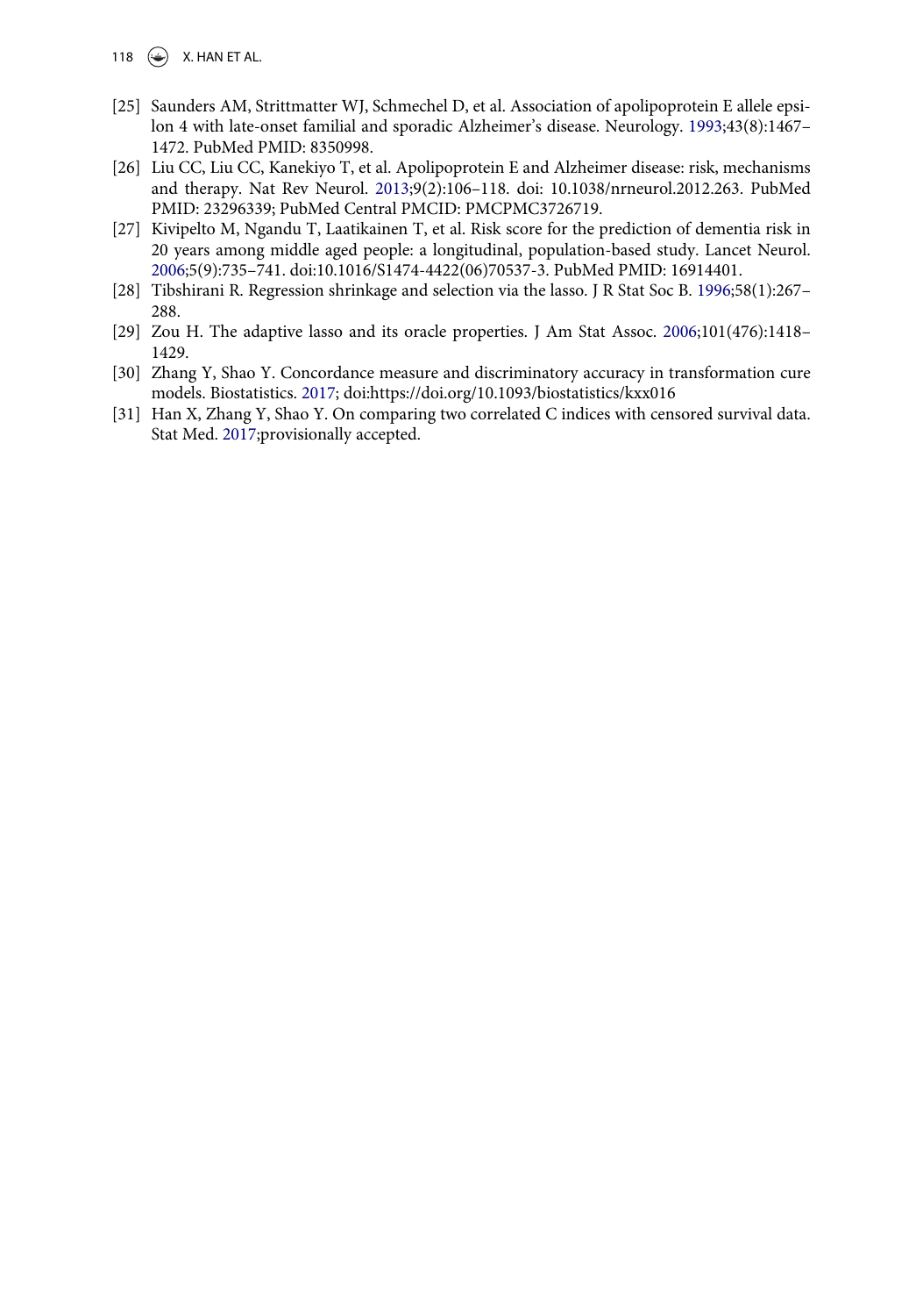[25] Saunders AM, Strittmatter WJ, Schmechel D, et al. Association of apolipoprotein E allele epsilon 4 with late-onset familial and sporadic Alzheimer's disease. Neurology. 1993;43(8):1467–1472. PubMed PMID: 8350998.

[26] Liu CC, Liu CC, Kanekiyo T, et al. Apolipoprotein E and Alzheimer disease: risk, mechanisms and therapy. Nat Rev Neurol. 2013;9(2):106–118. doi: 10.1038/nrneurol.2012.263. PubMed PMID: 23296339; PubMed Central PMCID: PMCPMC3726719.

[27] Kivipelto M, Ngandu T, Laatikainen T, et al. Risk score for the prediction of dementia risk in 20 years among middle aged people: a longitudinal, population-based study. Lancet Neurol. 2006;5(9):735–741. doi:10.1016/S1474-4422(06)70537-3. PubMed PMID: 16914401.

[28] Tibshirani R. Regression shrinkage and selection via the lasso. J R Stat Soc B. 1996;58(1):267–288.

[29] Zou H. The adaptive lasso and its oracle properties. J Am Stat Assoc. 2006;101(476):1418–1429.

[30] Zhang Y, Shao Y. Concordance measure and discriminatory accuracy in transformation cure models. Biostatistics. 2017; doi:https://doi.org/10.1093/biostatistics/kxx016

[31] Han X, Zhang Y, Shao Y. On comparing two correlated C indices with censored survival data. Stat Med. 2017;provisionally accepted.